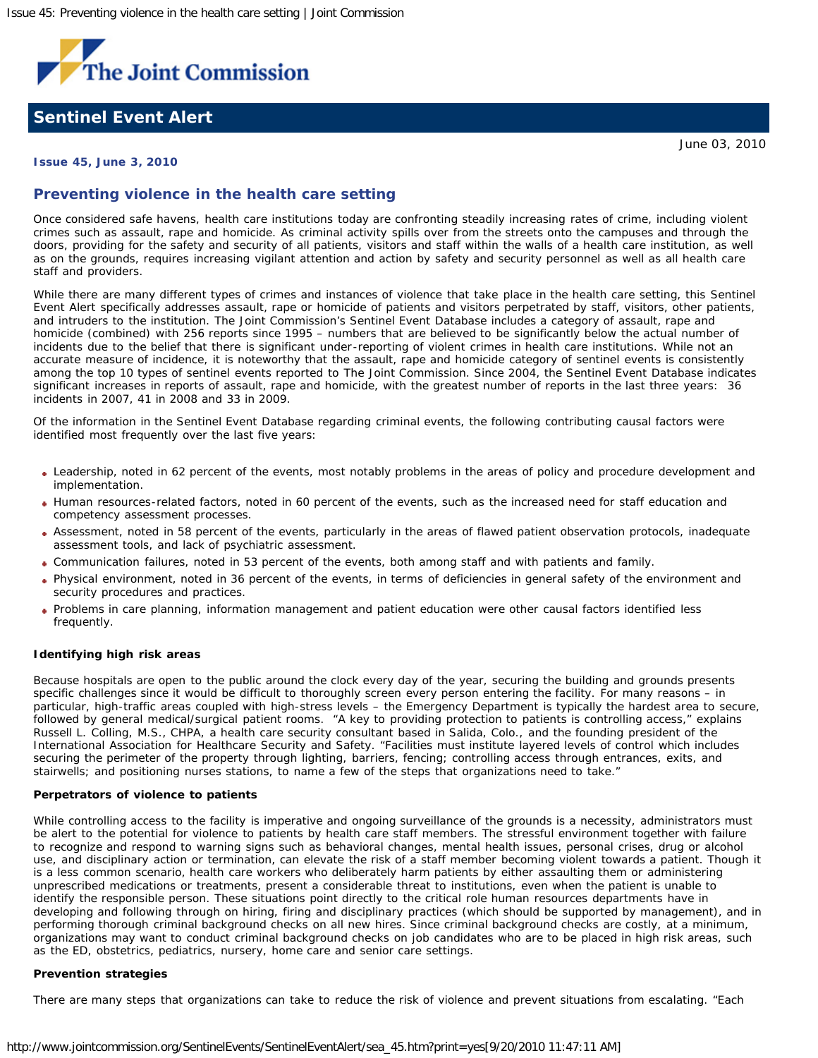# Sentinel Event Alert

June 03, 2010

**Issue 45, June 3, 2010**

## Preventing violence in the health care setting

Once considered safe havens, health care institutions today are confronting steadily increasing rates of crime, including violent crimes such as assault, rape and homicide. As criminal activity spills over from the streets onto the campuses and through the doors, providing for the safety and security of all patients, visitors and staff within the walls of a health care institution, as well as on the grounds, requires increasing vigilant attention and action by safety and security personnel as well as all health care staff and providers.

While there are many different types of crimes and instances of violence that take place in the health care setting, this Sentinel Event Alert specifically addresses assault, rape or homicide of patients and visitors perpetrated by staff, visitors, other patients, and intruders to the institution. The Joint Commission's Sentinel Event Database includes a category of assault, rape and homicide (combined) with 256 reports since 1995 – numbers that are believed to be significantly below the actual number of incidents due to the belief that there is significant under-reporting of violent crimes in health care institutions. While not an accurate measure of incidence, it is noteworthy that the assault, rape and homicide category of sentinel events is consistently among the top 10 types of sentinel events reported to The Joint Commission. Since 2004, the Sentinel Event Database indicates significant increases in reports of assault, rape and homicide, with the greatest number of reports in the last three years: 36 incidents in 2007, 41 in 2008 and 33 in 2009.

Of the information in the Sentinel Event Database regarding criminal events, the following contributing causal factors were identified most frequently over the last five years:

- Leadership, noted in 62 percent of the events, most notably problems in the areas of policy and procedure development and implementation.
- Human resources-related factors, noted in 60 percent of the events, such as the increased need for staff education and competency assessment processes.
- Assessment, noted in 58 percent of the events, particularly in the areas of flawed patient observation protocols, inadequate assessment tools, and lack of psychiatric assessment.
- Communication failures, noted in 53 percent of the events, both among staff and with patients and family.
- Physical environment, noted in 36 percent of the events, in terms of deficiencies in general safety of the environment and security procedures and practices.
- Problems in care planning, information management and patient education were other causal factors identified less frequently.

**Identifying high risk areas**

Because hospitals are open to the public around the clock every day of the year, securing the building and grounds presents specific challenges since it would be difficult to thoroughly screen every person entering the facility. For many reasons – in particular, high-traffic areas coupled with high-stress levels – the Emergency Department is typically the hardest area to secure, followed by general medical/surgical patient rooms. "A key to providing protection to patients is controlling access," explains Russell L. Colling, M.S., CHPA, a health care security consultant based in Salida, Colo., and the founding president of the International Association for Healthcare Security and Safety. "Facilities must institute layered levels of control which includes securing the perimeter of the property through lighting, barriers, fencing; controlling access through entrances, exits, and stairwells; and positioning nurses stations, to name a few of the steps that organizations need to take."

**Perpetrators of violence to patients**

While controlling access to the facility is imperative and ongoing surveillance of the grounds is a necessity, administrators must be alert to the potential for violence to patients by health care staff members. The stressful environment together with failure to recognize and respond to warning signs such as behavioral changes, mental health issues, personal crises, drug or alcohol use, and disciplinary action or termination, can elevate the risk of a staff member becoming violent towards a patient. Though it is a less common scenario, health care workers who deliberately harm patients by either assaulting them or administering unprescribed medications or treatments, present a considerable threat to institutions, even when the patient is unable to identify the responsible person. These situations point directly to the critical role human resources departments have in developing and following through on hiring, firing and disciplinary practices (which should be supported by management), and in performing thorough criminal background checks on all new hires. Since criminal background checks are costly, at a minimum, organizations may want to conduct criminal background checks on job candidates who are to be placed in high risk areas, such as the ED, obstetrics, pediatrics, nursery, home care and senior care settings.

**Prevention strategies**

There are many steps that organizations can take to reduce the risk of violence and prevent situations from escalating. "Each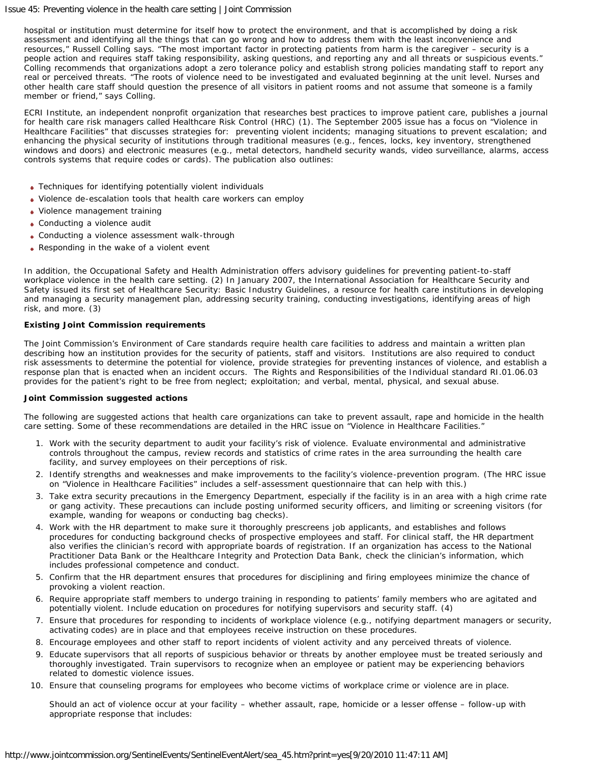hospital or institution must determine for itself how to protect the environment, and that is accomplished by doing a risk assessment and identifying all the things that can go wrong and how to address them with the least inconvenience and resources," Russell Colling says. "The most important factor in protecting patients from harm is the caregiver – security is a people action and requires staff taking responsibility, asking questions, and reporting any and all threats or suspicious events." Colling recommends that organizations adopt a zero tolerance policy and establish strong policies mandating staff to report any real or perceived threats. "The roots of violence need to be investigated and evaluated beginning at the unit level. Nurses and other health care staff should question the presence of all visitors in patient rooms and not assume that someone is a family member or friend," says Colling.

ECRI Institute, an independent nonprofit organization that researches best practices to improve patient care, publishes a journal for health care risk managers called Healthcare Risk Control (HRC) (1). The September 2005 issue has a focus on "Violence in Healthcare Facilities" that discusses strategies for: preventing violent incidents; managing situations to prevent escalation; and enhancing the physical security of institutions through traditional measures (e.g., fences, locks, key inventory, strengthened windows and doors) and electronic measures (e.g., metal detectors, handheld security wands, video surveillance, alarms, access controls systems that require codes or cards). The publication also outlines:

- Techniques for identifying potentially violent individuals
- Violence de-escalation tools that health care workers can employ
- Violence management training
- Conducting a violence audit
- Conducting a violence assessment walk-through
- Responding in the wake of a violent event

In addition, the Occupational Safety and Health Administration offers advisory guidelines for preventing patient-to-staff workplace violence in the health care setting. (2) In January 2007, the International Association for Healthcare Security and Safety issued its first set of Healthcare Security: Basic Industry Guidelines, a resource for health care institutions in developing and managing a security management plan, addressing security training, conducting investigations, identifying areas of high risk, and more. (3)

**Existing Joint Commission requirements**

The Joint Commission's Environment of Care standards require health care facilities to address and maintain a written plan describing how an institution provides for the security of patients, staff and visitors. Institutions are also required to conduct risk assessments to determine the potential for violence, provide strategies for preventing instances of violence, and establish a response plan that is enacted when an incident occurs. The Rights and Responsibilities of the Individual standard RI.01.06.03 provides for the patient's right to be free from neglect; exploitation; and verbal, mental, physical, and sexual abuse.

**Joint Commission suggested actions**

The following are suggested actions that health care organizations can take to prevent assault, rape and homicide in the health care setting. Some of these recommendations are detailed in the HRC issue on "Violence in Healthcare Facilities."

1. Work with the security department to audit your facility's risk of violence. Evaluate environmental and administrative controls throughout the campus, review records and statistics of crime rates in the area surrounding the health care facility, and survey employees on their perceptions of risk.
2. Identify strengths and weaknesses and make improvements to the facility's violence-prevention program. (The HRC issue on "Violence in Healthcare Facilities" includes a self-assessment questionnaire that can help with this.)
3. Take extra security precautions in the Emergency Department, especially if the facility is in an area with a high crime rate or gang activity. These precautions can include posting uniformed security officers, and limiting or screening visitors (for example, wanding for weapons or conducting bag checks).
4. Work with the HR department to make sure it thoroughly prescreens job applicants, and establishes and follows procedures for conducting background checks of prospective employees and staff. For clinical staff, the HR department also verifies the clinician's record with appropriate boards of registration. If an organization has access to the National Practitioner Data Bank or the Healthcare Integrity and Protection Data Bank, check the clinician's information, which includes professional competence and conduct.
5. Confirm that the HR department ensures that procedures for disciplining and firing employees minimize the chance of provoking a violent reaction.
6. Require appropriate staff members to undergo training in responding to patients' family members who are agitated and potentially violent. Include education on procedures for notifying supervisors and security staff. (4)
7. Ensure that procedures for responding to incidents of workplace violence (e.g., notifying department managers or security, activating codes) are in place and that employees receive instruction on these procedures.
8. Encourage employees and other staff to report incidents of violent activity and any perceived threats of violence.
9. Educate supervisors that all reports of suspicious behavior or threats by another employee must be treated seriously and thoroughly investigated. Train supervisors to recognize when an employee or patient may be experiencing behaviors related to domestic violence issues.
10. Ensure that counseling programs for employees who become victims of workplace crime or violence are in place.

    Should an act of violence occur at your facility – whether assault, rape, homicide or a lesser offense – follow-up with appropriate response that includes: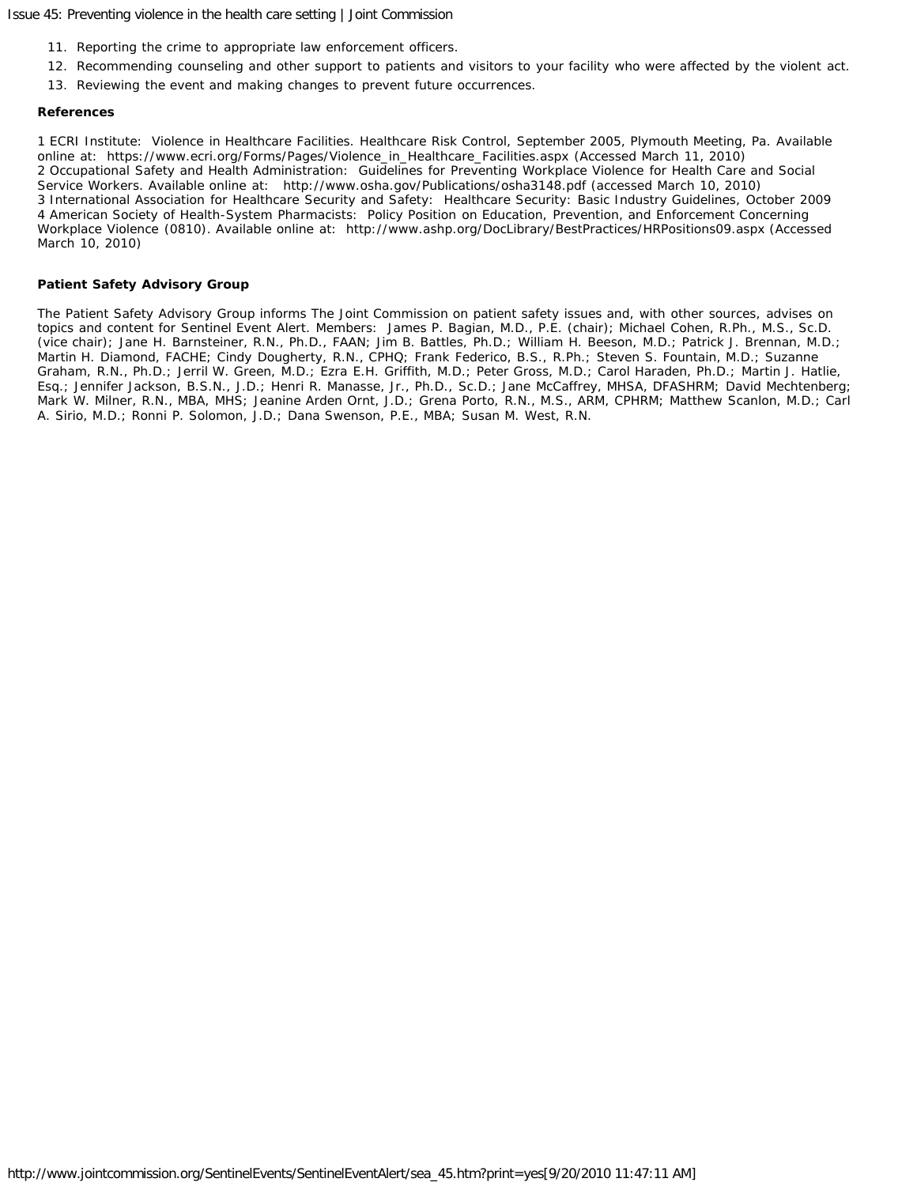11. Reporting the crime to appropriate law enforcement officers.
12. Recommending counseling and other support to patients and visitors to your facility who were affected by the violent act.
13. Reviewing the event and making changes to prevent future occurrences.

**References**

1 ECRI Institute: Violence in Healthcare Facilities. Healthcare Risk Control, September 2005, Plymouth Meeting, Pa. Available online at: https://www.ecri.org/Forms/Pages/Violence_in_Healthcare_Facilities.aspx (Accessed March 11, 2010)
2 Occupational Safety and Health Administration: Guidelines for Preventing Workplace Violence for Health Care and Social Service Workers. Available online at: http://www.osha.gov/Publications/osha3148.pdf (accessed March 10, 2010)
3 International Association for Healthcare Security and Safety: Healthcare Security: Basic Industry Guidelines, October 2009
4 American Society of Health-System Pharmacists: Policy Position on Education, Prevention, and Enforcement Concerning Workplace Violence (0810). Available online at: http://www.ashp.org/DocLibrary/BestPractices/HRPositions09.aspx (Accessed March 10, 2010)

**Patient Safety Advisory Group**

The Patient Safety Advisory Group informs The Joint Commission on patient safety issues and, with other sources, advises on topics and content for Sentinel Event Alert. Members: James P. Bagian, M.D., P.E. (chair); Michael Cohen, R.Ph., M.S., Sc.D. (vice chair); Jane H. Barnsteiner, R.N., Ph.D., FAAN; Jim B. Battles, Ph.D.; William H. Beeson, M.D.; Patrick J. Brennan, M.D.; Martin H. Diamond, FACHE; Cindy Dougherty, R.N., CPHQ; Frank Federico, B.S., R.Ph.; Steven S. Fountain, M.D.; Suzanne Graham, R.N., Ph.D.; Jerril W. Green, M.D.; Ezra E.H. Griffith, M.D.; Peter Gross, M.D.; Carol Haraden, Ph.D.; Martin J. Hatlie, Esq.; Jennifer Jackson, B.S.N., J.D.; Henri R. Manasse, Jr., Ph.D., Sc.D.; Jane McCaffrey, MHSA, DFASHRM; David Mechtenberg; Mark W. Milner, R.N., MBA, MHS; Jeanine Arden Ornt, J.D.; Grena Porto, R.N., M.S., ARM, CPHRM; Matthew Scanlon, M.D.; Carl A. Sirio, M.D.; Ronni P. Solomon, J.D.; Dana Swenson, P.E., MBA; Susan M. West, R.N.